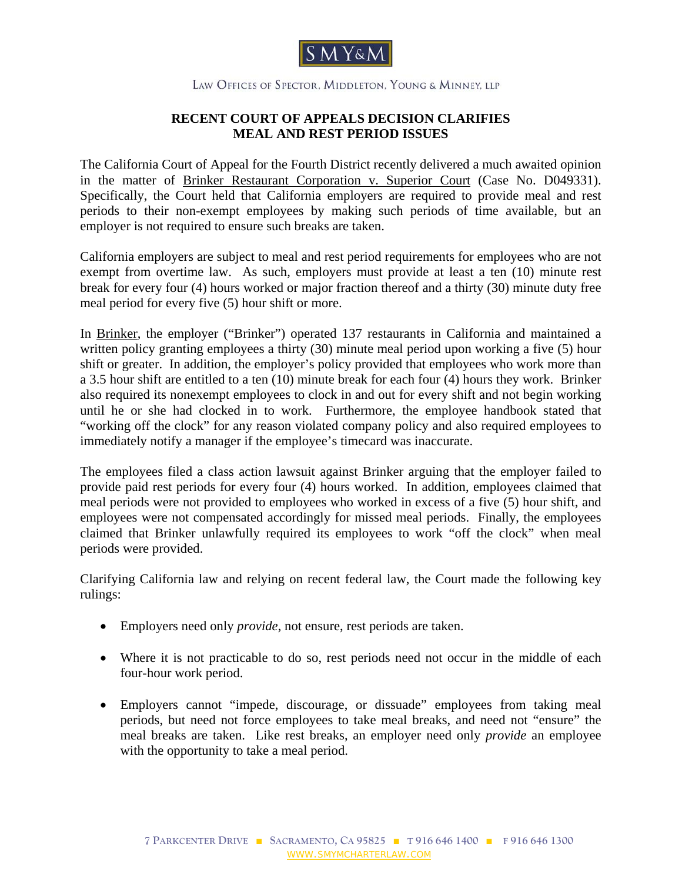SMY&M

LAW OFFICES OF SPECTOR, MIDDLETON, YOUNG & MINNEY, LLP

# RECENT COURT OF APPEALS DECISION CLARIFIES MEAL AND REST PERIOD ISSUES

The California Court of Appeal for the Fourth District recently delivered a much awaited opinion in the matter of Brinker Restaurant Corporation v. Superior Court (Case No. D049331). Specifically, the Court held that California employers are required to provide meal and rest periods to their non-exempt employees by making such periods of time available, but an employer is not required to ensure such breaks are taken.

California employers are subject to meal and rest period requirements for employees who are not exempt from overtime law. As such, employers must provide at least a ten (10) minute rest break for every four (4) hours worked or major fraction thereof and a thirty (30) minute duty free meal period for every five (5) hour shift or more.

In Brinker, the employer ("Brinker") operated 137 restaurants in California and maintained a written policy granting employees a thirty (30) minute meal period upon working a five (5) hour shift or greater. In addition, the employer's policy provided that employees who work more than a 3.5 hour shift are entitled to a ten (10) minute break for each four (4) hours they work. Brinker also required its nonexempt employees to clock in and out for every shift and not begin working until he or she had clocked in to work. Furthermore, the employee handbook stated that "working off the clock" for any reason violated company policy and also required employees to immediately notify a manager if the employee's timecard was inaccurate.

The employees filed a class action lawsuit against Brinker arguing that the employer failed to provide paid rest periods for every four (4) hours worked. In addition, employees claimed that meal periods were not provided to employees who worked in excess of a five (5) hour shift, and employees were not compensated accordingly for missed meal periods. Finally, the employees claimed that Brinker unlawfully required its employees to work "off the clock" when meal periods were provided.

Clarifying California law and relying on recent federal law, the Court made the following key rulings:

- Employers need only *provide*, not ensure, rest periods are taken.
- Where it is not practicable to do so, rest periods need not occur in the middle of each four-hour work period.
- Employers cannot "impede, discourage, or dissuade" employees from taking meal periods, but need not force employees to take meal breaks, and need not "ensure" the meal breaks are taken. Like rest breaks, an employer need only *provide* an employee with the opportunity to take a meal period.

7 PARKCENTER DRIVE ■ SACRAMENTO, CA 95825 ■ T 916 646 1400 ■ F 916 646 1300
WWW.SMYMCHARTERLAW.COM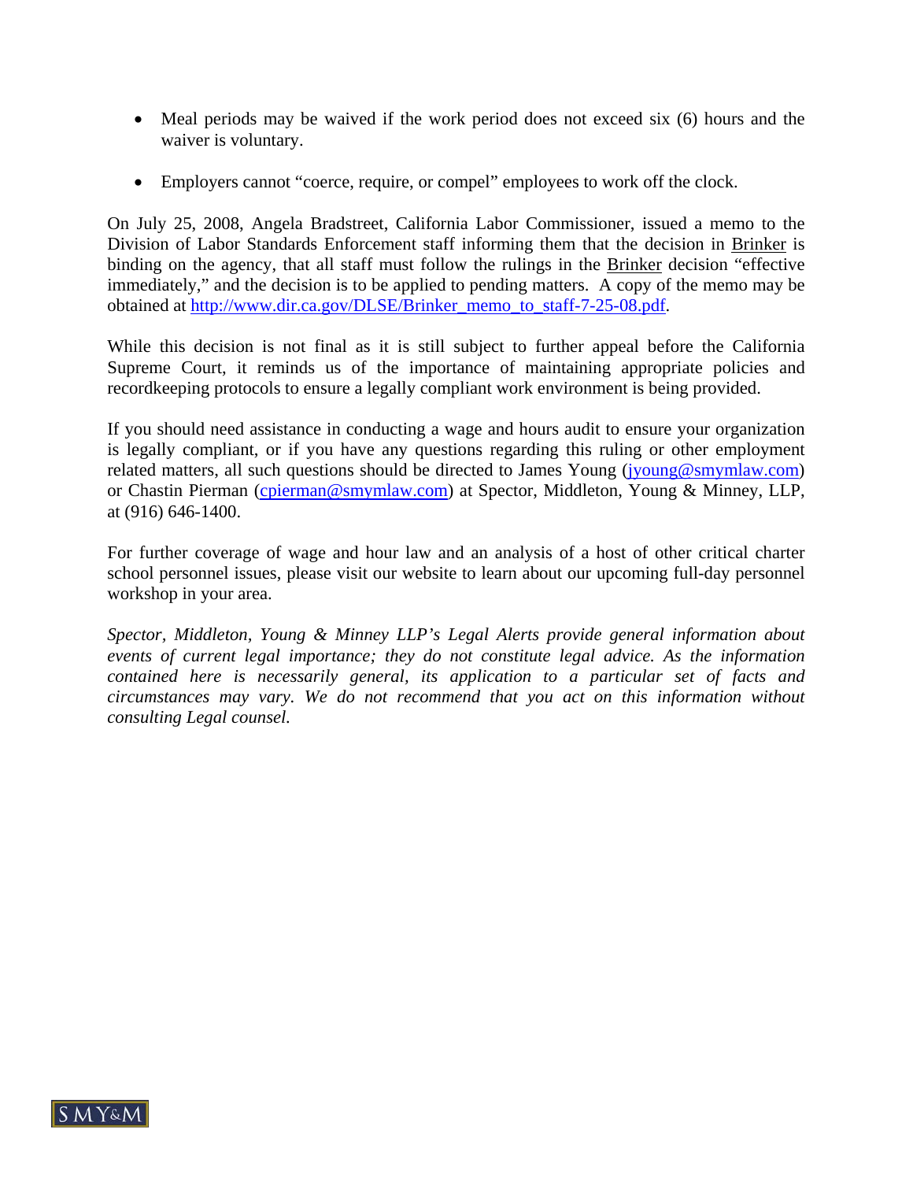- Meal periods may be waived if the work period does not exceed six (6) hours and the waiver is voluntary.

- Employers cannot "coerce, require, or compel" employees to work off the clock.

On July 25, 2008, Angela Bradstreet, California Labor Commissioner, issued a memo to the Division of Labor Standards Enforcement staff informing them that the decision in Brinker is binding on the agency, that all staff must follow the rulings in the Brinker decision "effective immediately," and the decision is to be applied to pending matters. A copy of the memo may be obtained at http://www.dir.ca.gov/DLSE/Brinker_memo_to_staff-7-25-08.pdf.

While this decision is not final as it is still subject to further appeal before the California Supreme Court, it reminds us of the importance of maintaining appropriate policies and recordkeeping protocols to ensure a legally compliant work environment is being provided.

If you should need assistance in conducting a wage and hours audit to ensure your organization is legally compliant, or if you have any questions regarding this ruling or other employment related matters, all such questions should be directed to James Young (jyoung@smymlaw.com) or Chastin Pierman (cpierman@smymlaw.com) at Spector, Middleton, Young & Minney, LLP, at (916) 646-1400.

For further coverage of wage and hour law and an analysis of a host of other critical charter school personnel issues, please visit our website to learn about our upcoming full-day personnel workshop in your area.

*Spector, Middleton, Young & Minney LLP's Legal Alerts provide general information about events of current legal importance; they do not constitute legal advice. As the information contained here is necessarily general, its application to a particular set of facts and circumstances may vary. We do not recommend that you act on this information without consulting Legal counsel.*

SMY&M